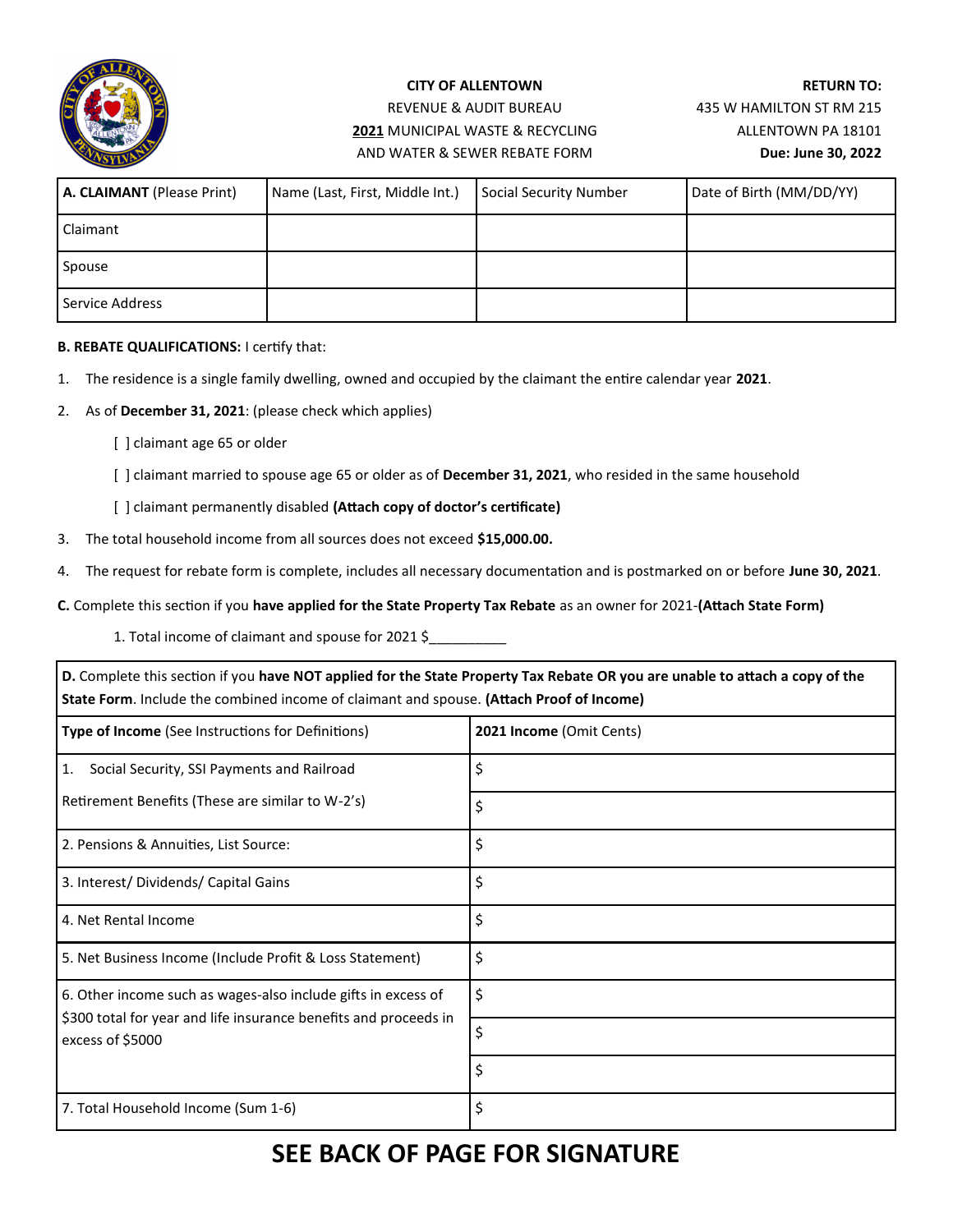**CITY OF ALLENTOWN**
REVENUE & AUDIT BUREAU
**2021** MUNICIPAL WASTE & RECYCLING
AND WATER & SEWER REBATE FORM

**RETURN TO:**
435 W HAMILTON ST RM 215
ALLENTOWN PA 18101
**Due: June 30, 2022**

| **A. CLAIMANT** (Please Print) | Name (Last, First, Middle Int.) | Social Security Number | Date of Birth (MM/DD/YY) |
|---|---|---|---|
| Claimant | | | |
| Spouse | | | |
| Service Address | | | |

**B. REBATE QUALIFICATIONS:** I certify that:

1. The residence is a single family dwelling, owned and occupied by the claimant the entire calendar year **2021**.
2. As of **December 31, 2021**: (please check which applies)
   - [ ] claimant age 65 or older
   - [ ] claimant married to spouse age 65 or older as of **December 31, 2021**, who resided in the same household
   - [ ] claimant permanently disabled **(Attach copy of doctor's certificate)**
3. The total household income from all sources does not exceed **$15,000.00.**
4. The request for rebate form is complete, includes all necessary documentation and is postmarked on or before **June 30, 2021**.

**C.** Complete this section if you **have applied for the State Property Tax Rebate** as an owner for 2021-**(Attach State Form)**

1. Total income of claimant and spouse for 2021 $__________

**D.** Complete this section if you **have NOT applied for the State Property Tax Rebate OR you are unable to attach a copy of the State Form**. Include the combined income of claimant and spouse. **(Attach Proof of Income)**

| **Type of Income** (See Instructions for Definitions) | **2021 Income** (Omit Cents) |
|---|---|
| 1. Social Security, SSI Payments and Railroad Retirement Benefits (These are similar to W-2's) | $ |
| | $ |
| 2. Pensions & Annuities, List Source: | $ |
| 3. Interest/ Dividends/ Capital Gains | $ |
| 4. Net Rental Income | $ |
| 5. Net Business Income (Include Profit & Loss Statement) | $ |
| 6. Other income such as wages-also include gifts in excess of $300 total for year and life insurance benefits and proceeds in excess of $5000 | $ |
| | $ |
| | $ |
| 7. Total Household Income (Sum 1-6) | $ |

# SEE BACK OF PAGE FOR SIGNATURE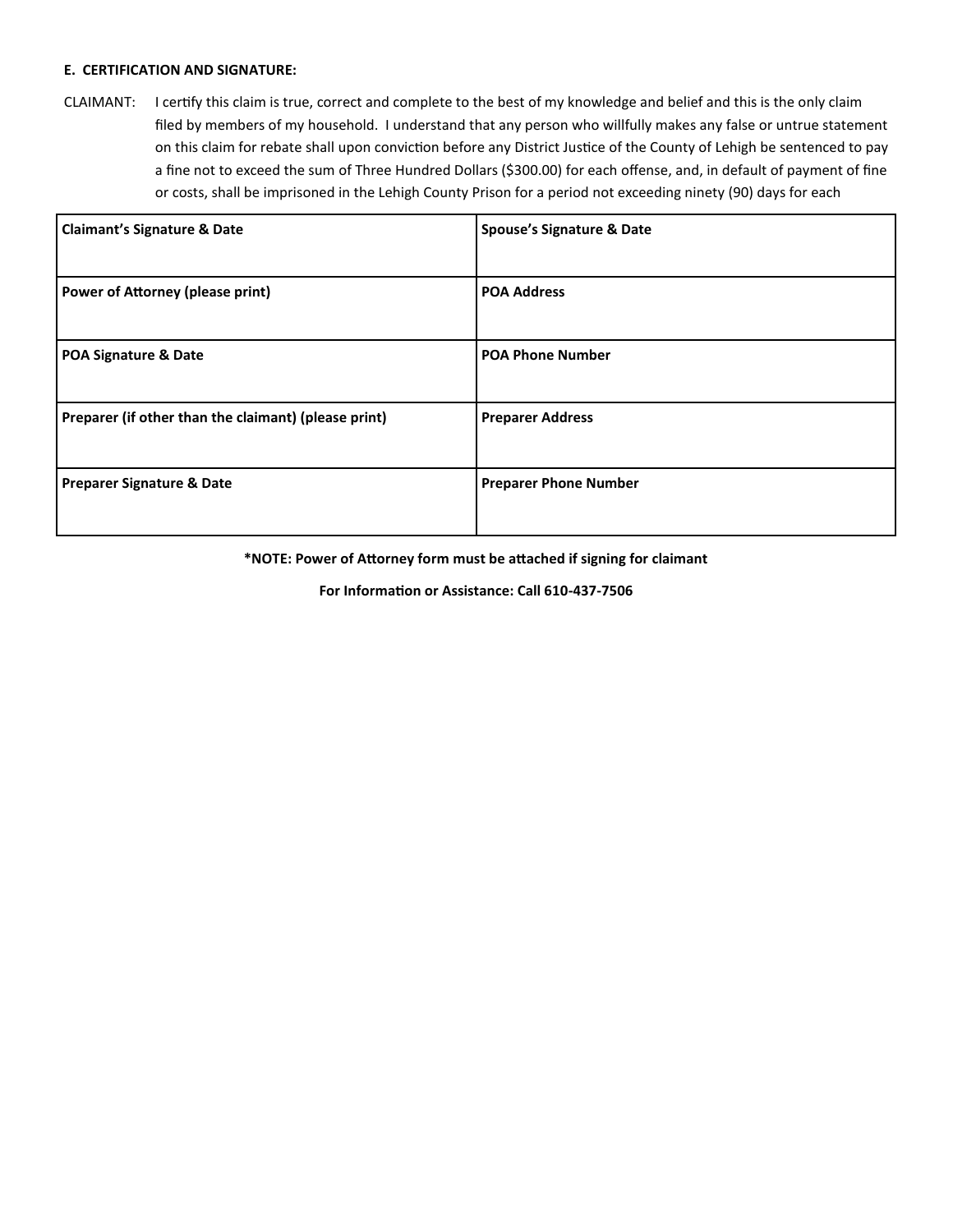**E. CERTIFICATION AND SIGNATURE:**

CLAIMANT: I certify this claim is true, correct and complete to the best of my knowledge and belief and this is the only claim filed by members of my household. I understand that any person who willfully makes any false or untrue statement on this claim for rebate shall upon conviction before any District Justice of the County of Lehigh be sentenced to pay a fine not to exceed the sum of Three Hundred Dollars ($300.00) for each offense, and, in default of payment of fine or costs, shall be imprisoned in the Lehigh County Prison for a period not exceeding ninety (90) days for each

| | |
|---|---|
| **Claimant's Signature & Date** | **Spouse's Signature & Date** |
| **Power of Attorney (please print)** | **POA Address** |
| **POA Signature & Date** | **POA Phone Number** |
| **Preparer (if other than the claimant) (please print)** | **Preparer Address** |
| **Preparer Signature & Date** | **Preparer Phone Number** |

**\*NOTE: Power of Attorney form must be attached if signing for claimant**

**For Information or Assistance: Call 610-437-7506**